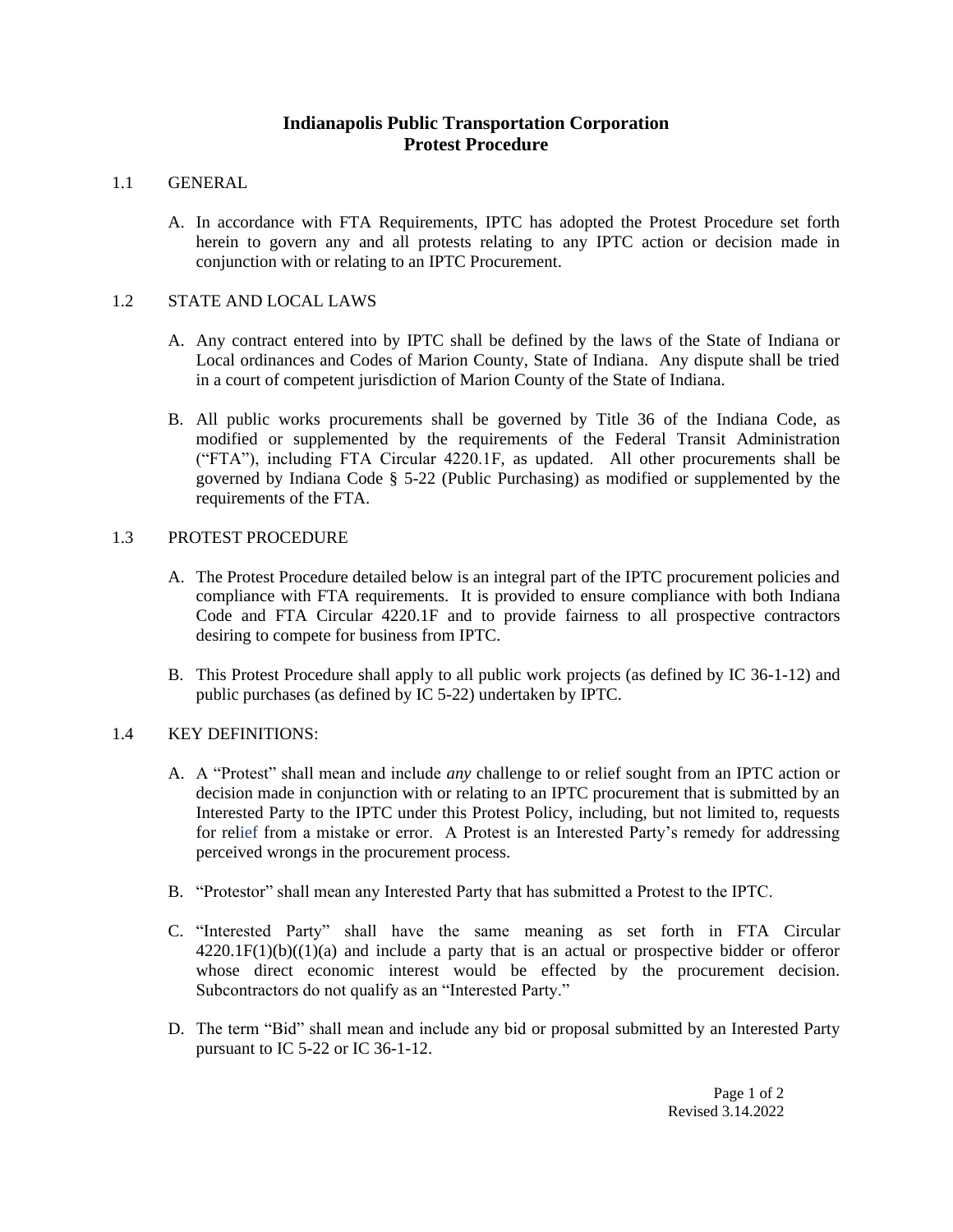# Indianapolis Public Transportation Corporation
# Protest Procedure

1.1 GENERAL

A. In accordance with FTA Requirements, IPTC has adopted the Protest Procedure set forth herein to govern any and all protests relating to any IPTC action or decision made in conjunction with or relating to an IPTC Procurement.

1.2 STATE AND LOCAL LAWS

A. Any contract entered into by IPTC shall be defined by the laws of the State of Indiana or Local ordinances and Codes of Marion County, State of Indiana. Any dispute shall be tried in a court of competent jurisdiction of Marion County of the State of Indiana.

B. All public works procurements shall be governed by Title 36 of the Indiana Code, as modified or supplemented by the requirements of the Federal Transit Administration ("FTA"), including FTA Circular 4220.1F, as updated. All other procurements shall be governed by Indiana Code § 5-22 (Public Purchasing) as modified or supplemented by the requirements of the FTA.

1.3 PROTEST PROCEDURE

A. The Protest Procedure detailed below is an integral part of the IPTC procurement policies and compliance with FTA requirements. It is provided to ensure compliance with both Indiana Code and FTA Circular 4220.1F and to provide fairness to all prospective contractors desiring to compete for business from IPTC.

B. This Protest Procedure shall apply to all public work projects (as defined by IC 36-1-12) and public purchases (as defined by IC 5-22) undertaken by IPTC.

1.4 KEY DEFINITIONS:

A. A "Protest" shall mean and include *any* challenge to or relief sought from an IPTC action or decision made in conjunction with or relating to an IPTC procurement that is submitted by an Interested Party to the IPTC under this Protest Policy, including, but not limited to, requests for relief from a mistake or error. A Protest is an Interested Party's remedy for addressing perceived wrongs in the procurement process.

B. "Protestor" shall mean any Interested Party that has submitted a Protest to the IPTC.

C. "Interested Party" shall have the same meaning as set forth in FTA Circular 4220.1F(1)(b)((1)(a) and include a party that is an actual or prospective bidder or offeror whose direct economic interest would be effected by the procurement decision. Subcontractors do not qualify as an "Interested Party."

D. The term "Bid" shall mean and include any bid or proposal submitted by an Interested Party pursuant to IC 5-22 or IC 36-1-12.

Revised 3.14.2022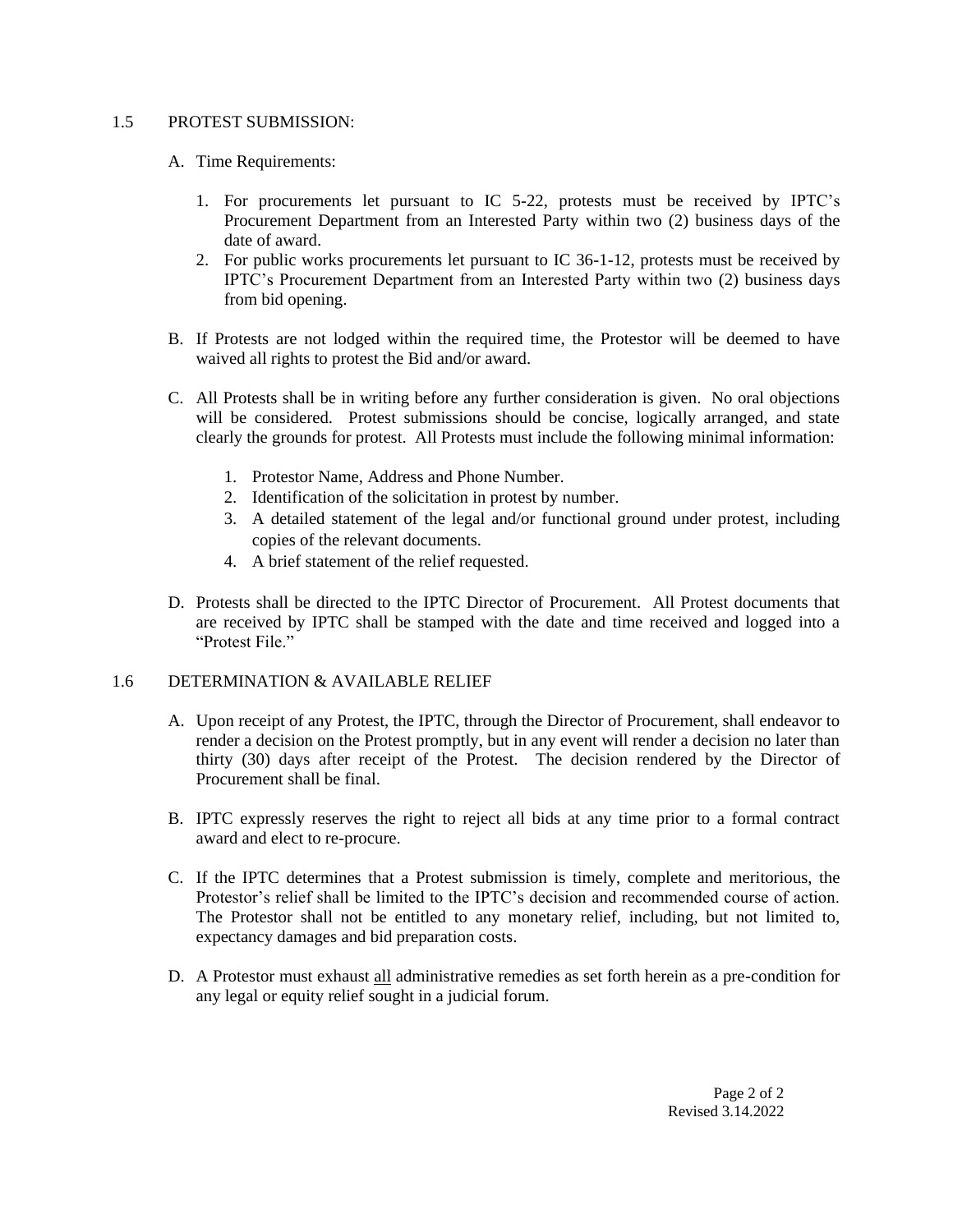## 1.5 PROTEST SUBMISSION:

A. Time Requirements:

1. For procurements let pursuant to IC 5-22, protests must be received by IPTC's Procurement Department from an Interested Party within two (2) business days of the date of award.
2. For public works procurements let pursuant to IC 36-1-12, protests must be received by IPTC's Procurement Department from an Interested Party within two (2) business days from bid opening.

B. If Protests are not lodged within the required time, the Protestor will be deemed to have waived all rights to protest the Bid and/or award.

C. All Protests shall be in writing before any further consideration is given. No oral objections will be considered. Protest submissions should be concise, logically arranged, and state clearly the grounds for protest. All Protests must include the following minimal information:

1. Protestor Name, Address and Phone Number.
2. Identification of the solicitation in protest by number.
3. A detailed statement of the legal and/or functional ground under protest, including copies of the relevant documents.
4. A brief statement of the relief requested.

D. Protests shall be directed to the IPTC Director of Procurement. All Protest documents that are received by IPTC shall be stamped with the date and time received and logged into a "Protest File."

## 1.6 DETERMINATION & AVAILABLE RELIEF

A. Upon receipt of any Protest, the IPTC, through the Director of Procurement, shall endeavor to render a decision on the Protest promptly, but in any event will render a decision no later than thirty (30) days after receipt of the Protest. The decision rendered by the Director of Procurement shall be final.

B. IPTC expressly reserves the right to reject all bids at any time prior to a formal contract award and elect to re-procure.

C. If the IPTC determines that a Protest submission is timely, complete and meritorious, the Protestor's relief shall be limited to the IPTC's decision and recommended course of action. The Protestor shall not be entitled to any monetary relief, including, but not limited to, expectancy damages and bid preparation costs.

D. A Protestor must exhaust <u>all</u> administrative remedies as set forth herein as a pre-condition for any legal or equity relief sought in a judicial forum.

Revised 3.14.2022